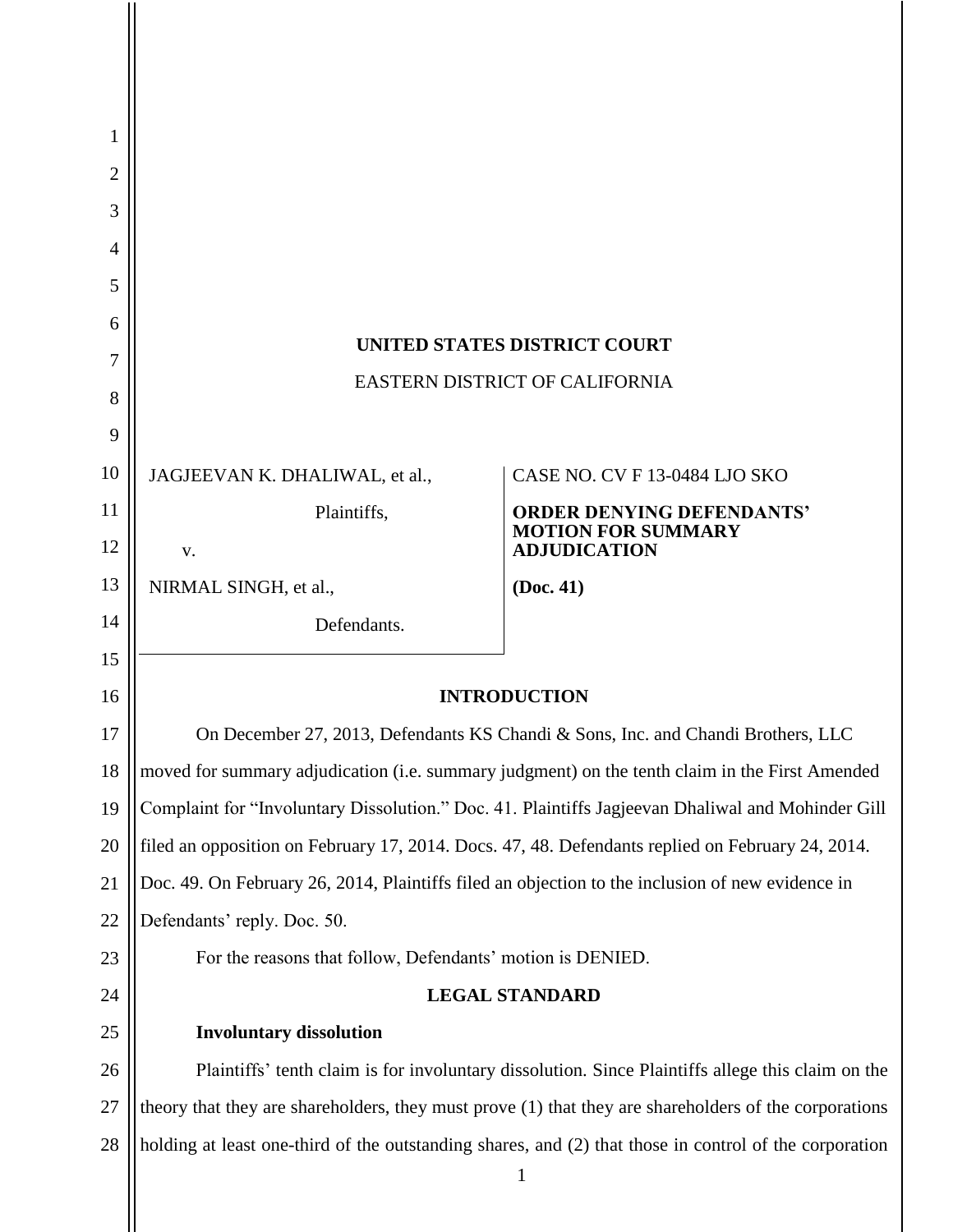**UNITED STATES DISTRICT COURT**

EASTERN DISTRICT OF CALIFORNIA

| | |
|---|---|
| JAGJEEVAN K. DHALIWAL, et al.,<br><br>Plaintiffs,<br><br>v.<br><br>NIRMAL SINGH, et al.,<br><br>Defendants. | CASE NO. CV F 13-0484 LJO SKO<br><br>**ORDER DENYING DEFENDANTS' MOTION FOR SUMMARY ADJUDICATION**<br><br>**(Doc. 41)** |

## INTRODUCTION

On December 27, 2013, Defendants KS Chandi & Sons, Inc. and Chandi Brothers, LLC moved for summary adjudication (i.e. summary judgment) on the tenth claim in the First Amended Complaint for "Involuntary Dissolution." Doc. 41. Plaintiffs Jagjeevan Dhaliwal and Mohinder Gill filed an opposition on February 17, 2014. Docs. 47, 48. Defendants replied on February 24, 2014. Doc. 49. On February 26, 2014, Plaintiffs filed an objection to the inclusion of new evidence in Defendants' reply. Doc. 50.

For the reasons that follow, Defendants' motion is DENIED.

## LEGAL STANDARD

### Involuntary dissolution

Plaintiffs' tenth claim is for involuntary dissolution. Since Plaintiffs allege this claim on the theory that they are shareholders, they must prove (1) that they are shareholders of the corporations holding at least one-third of the outstanding shares, and (2) that those in control of the corporation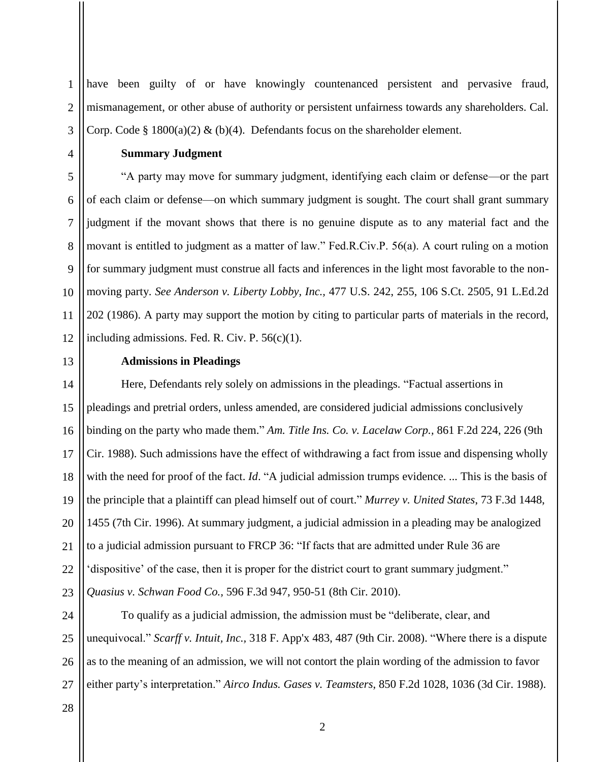have been guilty of or have knowingly countenanced persistent and pervasive fraud, mismanagement, or other abuse of authority or persistent unfairness towards any shareholders. Cal. Corp. Code § 1800(a)(2) & (b)(4). Defendants focus on the shareholder element.

**Summary Judgment**

"A party may move for summary judgment, identifying each claim or defense—or the part of each claim or defense—on which summary judgment is sought. The court shall grant summary judgment if the movant shows that there is no genuine dispute as to any material fact and the movant is entitled to judgment as a matter of law." Fed.R.Civ.P. 56(a). A court ruling on a motion for summary judgment must construe all facts and inferences in the light most favorable to the non-moving party. *See Anderson v. Liberty Lobby, Inc.*, 477 U.S. 242, 255, 106 S.Ct. 2505, 91 L.Ed.2d 202 (1986). A party may support the motion by citing to particular parts of materials in the record, including admissions. Fed. R. Civ. P. 56(c)(1).

**Admissions in Pleadings**

Here, Defendants rely solely on admissions in the pleadings. "Factual assertions in pleadings and pretrial orders, unless amended, are considered judicial admissions conclusively binding on the party who made them." *Am. Title Ins. Co. v. Lacelaw Corp.*, 861 F.2d 224, 226 (9th Cir. 1988). Such admissions have the effect of withdrawing a fact from issue and dispensing wholly with the need for proof of the fact. *Id*. "A judicial admission trumps evidence. ... This is the basis of the principle that a plaintiff can plead himself out of court." *Murrey v. United States*, 73 F.3d 1448, 1455 (7th Cir. 1996). At summary judgment, a judicial admission in a pleading may be analogized to a judicial admission pursuant to FRCP 36: "If facts that are admitted under Rule 36 are 'dispositive' of the case, then it is proper for the district court to grant summary judgment." *Quasius v. Schwan Food Co.*, 596 F.3d 947, 950-51 (8th Cir. 2010).

To qualify as a judicial admission, the admission must be "deliberate, clear, and unequivocal." *Scarff v. Intuit, Inc.*, 318 F. App'x 483, 487 (9th Cir. 2008). "Where there is a dispute as to the meaning of an admission, we will not contort the plain wording of the admission to favor either party's interpretation." *Airco Indus. Gases v. Teamsters*, 850 F.2d 1028, 1036 (3d Cir. 1988).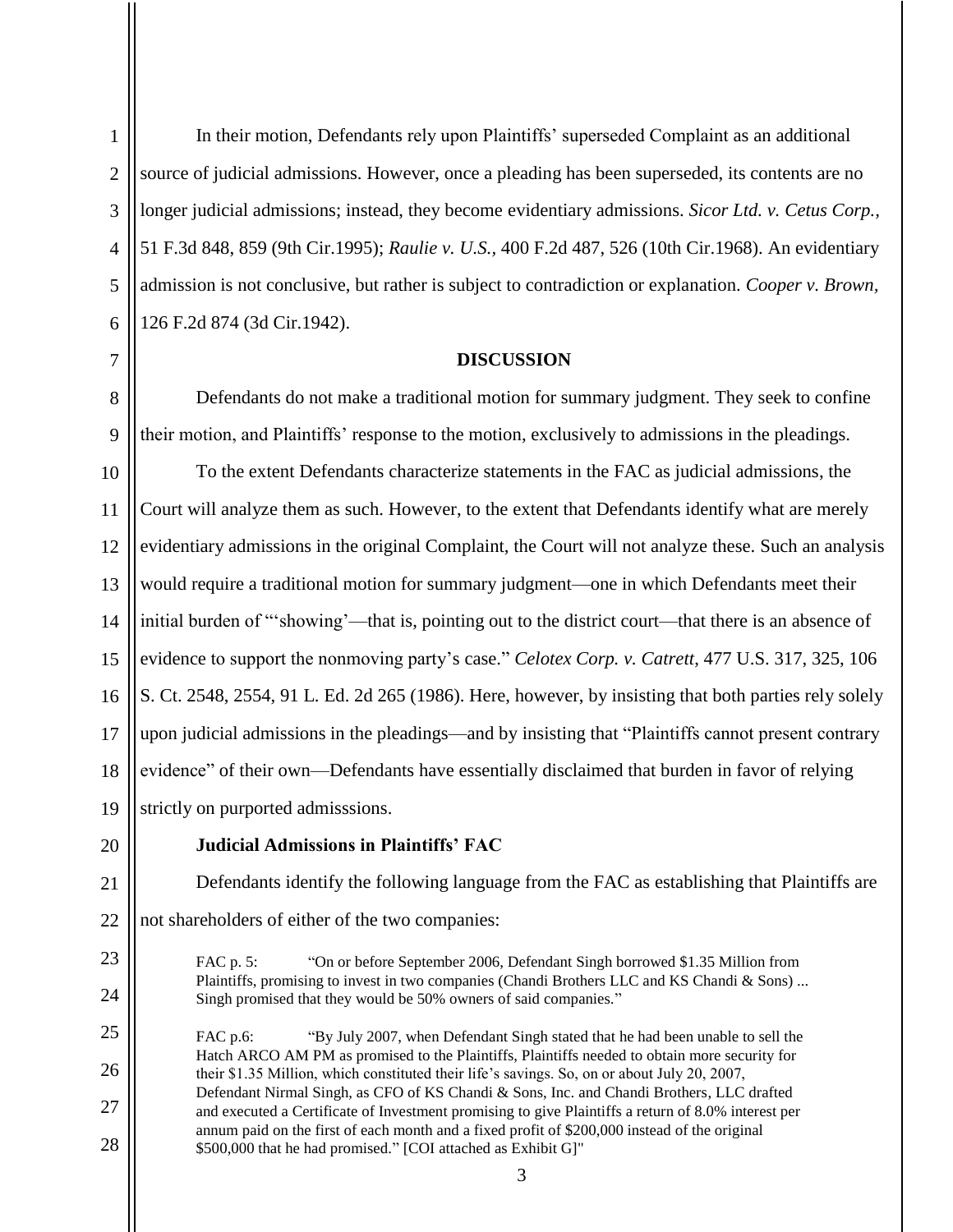In their motion, Defendants rely upon Plaintiffs' superseded Complaint as an additional source of judicial admissions. However, once a pleading has been superseded, its contents are no longer judicial admissions; instead, they become evidentiary admissions. *Sicor Ltd. v. Cetus Corp.*, 51 F.3d 848, 859 (9th Cir.1995); *Raulie v. U.S.*, 400 F.2d 487, 526 (10th Cir.1968). An evidentiary admission is not conclusive, but rather is subject to contradiction or explanation. *Cooper v. Brown*, 126 F.2d 874 (3d Cir.1942).

**DISCUSSION**

Defendants do not make a traditional motion for summary judgment. They seek to confine their motion, and Plaintiffs' response to the motion, exclusively to admissions in the pleadings.

To the extent Defendants characterize statements in the FAC as judicial admissions, the Court will analyze them as such. However, to the extent that Defendants identify what are merely evidentiary admissions in the original Complaint, the Court will not analyze these. Such an analysis would require a traditional motion for summary judgment—one in which Defendants meet their initial burden of "'showing'—that is, pointing out to the district court—that there is an absence of evidence to support the nonmoving party's case." *Celotex Corp. v. Catrett*, 477 U.S. 317, 325, 106 S. Ct. 2548, 2554, 91 L. Ed. 2d 265 (1986). Here, however, by insisting that both parties rely solely upon judicial admissions in the pleadings—and by insisting that "Plaintiffs cannot present contrary evidence" of their own—Defendants have essentially disclaimed that burden in favor of relying strictly on purported admisssions.

**Judicial Admissions in Plaintiffs' FAC**

Defendants identify the following language from the FAC as establishing that Plaintiffs are not shareholders of either of the two companies:

> FAC p. 5: "On or before September 2006, Defendant Singh borrowed $1.35 Million from Plaintiffs, promising to invest in two companies (Chandi Brothers LLC and KS Chandi & Sons) ... Singh promised that they would be 50% owners of said companies."
>
> FAC p.6: "By July 2007, when Defendant Singh stated that he had been unable to sell the Hatch ARCO AM PM as promised to the Plaintiffs, Plaintiffs needed to obtain more security for their $1.35 Million, which constituted their life's savings. So, on or about July 20, 2007, Defendant Nirmal Singh, as CFO of KS Chandi & Sons, Inc. and Chandi Brothers, LLC drafted and executed a Certificate of Investment promising to give Plaintiffs a return of 8.0% interest per annum paid on the first of each month and a fixed profit of $200,000 instead of the original $500,000 that he had promised." [COI attached as Exhibit G]"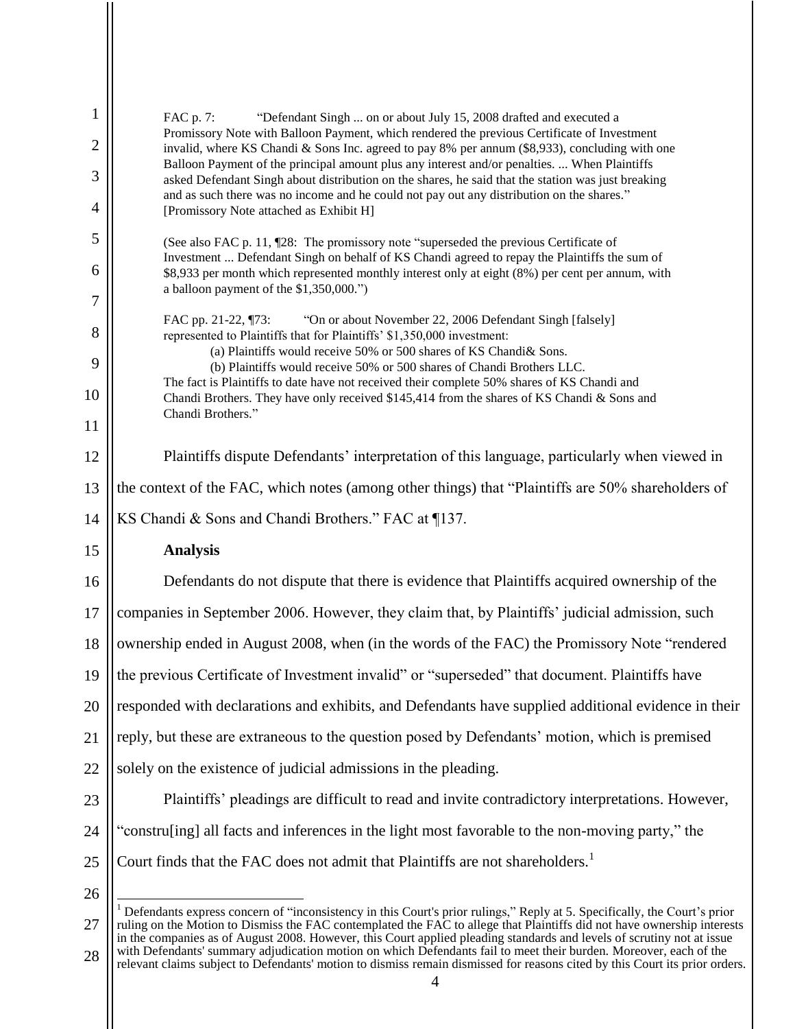> FAC p. 7: "Defendant Singh ... on or about July 15, 2008 drafted and executed a Promissory Note with Balloon Payment, which rendered the previous Certificate of Investment invalid, where KS Chandi & Sons Inc. agreed to pay 8% per annum ($8,933), concluding with one Balloon Payment of the principal amount plus any interest and/or penalties. ... When Plaintiffs asked Defendant Singh about distribution on the shares, he said that the station was just breaking and as such there was no income and he could not pay out any distribution on the shares." [Promissory Note attached as Exhibit H]
>
> (See also FAC p. 11, ¶28: The promissory note "superseded the previous Certificate of Investment ... Defendant Singh on behalf of KS Chandi agreed to repay the Plaintiffs the sum of $8,933 per month which represented monthly interest only at eight (8%) per cent per annum, with a balloon payment of the $1,350,000.")
>
> FAC pp. 21-22, ¶73: "On or about November 22, 2006 Defendant Singh [falsely] represented to Plaintiffs that for Plaintiffs' $1,350,000 investment:
>
> (a) Plaintiffs would receive 50% or 500 shares of KS Chandi& Sons.
>
> (b) Plaintiffs would receive 50% or 500 shares of Chandi Brothers LLC.
>
> The fact is Plaintiffs to date have not received their complete 50% shares of KS Chandi and Chandi Brothers. They have only received $145,414 from the shares of KS Chandi & Sons and Chandi Brothers."

Plaintiffs dispute Defendants' interpretation of this language, particularly when viewed in the context of the FAC, which notes (among other things) that "Plaintiffs are 50% shareholders of KS Chandi & Sons and Chandi Brothers." FAC at ¶137.

**Analysis**

Defendants do not dispute that there is evidence that Plaintiffs acquired ownership of the companies in September 2006. However, they claim that, by Plaintiffs' judicial admission, such ownership ended in August 2008, when (in the words of the FAC) the Promissory Note "rendered the previous Certificate of Investment invalid" or "superseded" that document. Plaintiffs have responded with declarations and exhibits, and Defendants have supplied additional evidence in their reply, but these are extraneous to the question posed by Defendants' motion, which is premised solely on the existence of judicial admissions in the pleading.

Plaintiffs' pleadings are difficult to read and invite contradictory interpretations. However, "constru[ing] all facts and inferences in the light most favorable to the non-moving party," the Court finds that the FAC does not admit that Plaintiffs are not shareholders.[1]

---

[1] Defendants express concern of "inconsistency in this Court's prior rulings," Reply at 5. Specifically, the Court's prior ruling on the Motion to Dismiss the FAC contemplated the FAC to allege that Plaintiffs did not have ownership interests in the companies as of August 2008. However, this Court applied pleading standards and levels of scrutiny not at issue with Defendants' summary adjudication motion on which Defendants fail to meet their burden. Moreover, each of the relevant claims subject to Defendants' motion to dismiss remain dismissed for reasons cited by this Court its prior orders.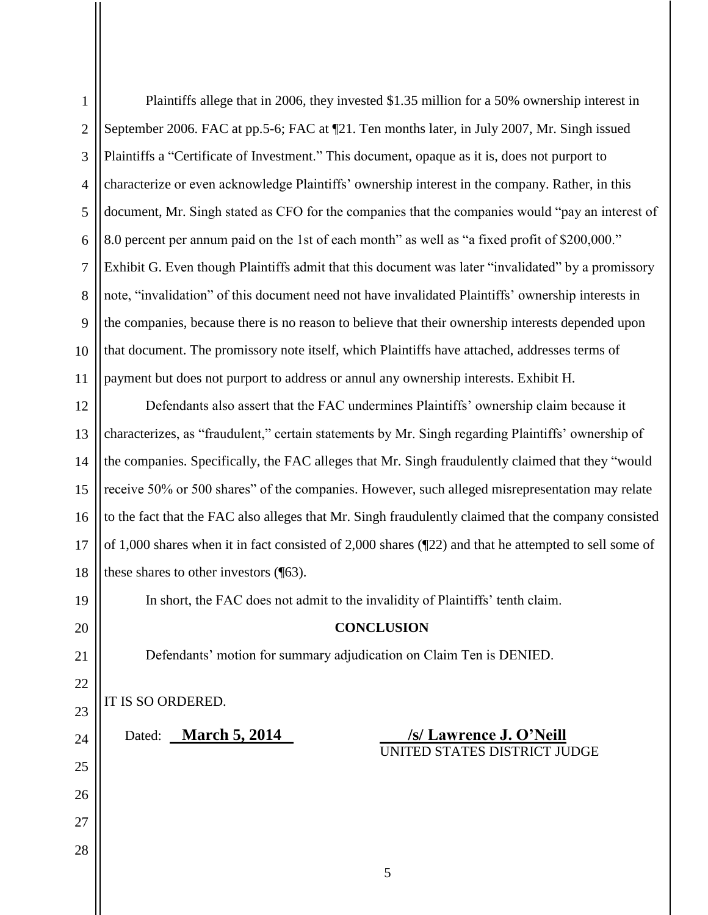Plaintiffs allege that in 2006, they invested $1.35 million for a 50% ownership interest in September 2006. FAC at pp.5-6; FAC at ¶21. Ten months later, in July 2007, Mr. Singh issued Plaintiffs a "Certificate of Investment." This document, opaque as it is, does not purport to characterize or even acknowledge Plaintiffs' ownership interest in the company. Rather, in this document, Mr. Singh stated as CFO for the companies that the companies would "pay an interest of 8.0 percent per annum paid on the 1st of each month" as well as "a fixed profit of $200,000." Exhibit G. Even though Plaintiffs admit that this document was later "invalidated" by a promissory note, "invalidation" of this document need not have invalidated Plaintiffs' ownership interests in the companies, because there is no reason to believe that their ownership interests depended upon that document. The promissory note itself, which Plaintiffs have attached, addresses terms of payment but does not purport to address or annul any ownership interests. Exhibit H.

Defendants also assert that the FAC undermines Plaintiffs' ownership claim because it characterizes, as "fraudulent," certain statements by Mr. Singh regarding Plaintiffs' ownership of the companies. Specifically, the FAC alleges that Mr. Singh fraudulently claimed that they "would receive 50% or 500 shares" of the companies. However, such alleged misrepresentation may relate to the fact that the FAC also alleges that Mr. Singh fraudulently claimed that the company consisted of 1,000 shares when it in fact consisted of 2,000 shares (¶22) and that he attempted to sell some of these shares to other investors (¶63).

In short, the FAC does not admit to the invalidity of Plaintiffs' tenth claim.

**CONCLUSION**

Defendants' motion for summary adjudication on Claim Ten is DENIED.

IT IS SO ORDERED.

Dated: **March 5, 2014**

**/s/ Lawrence J. O'Neill**
UNITED STATES DISTRICT JUDGE